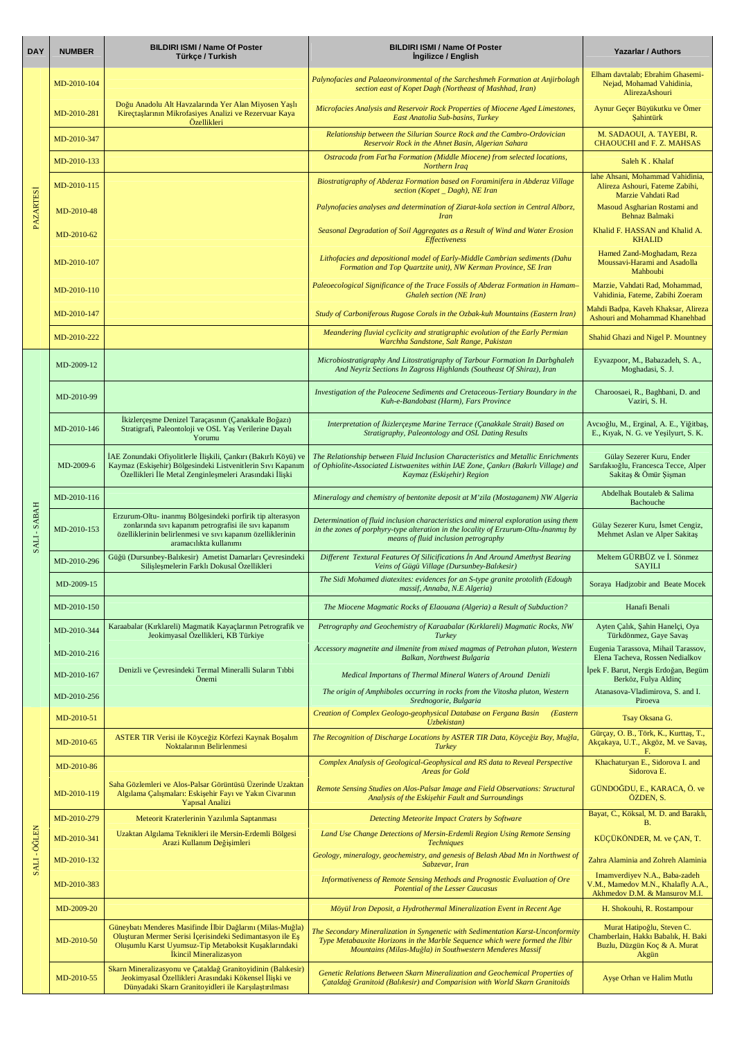| DAY | NUMBER | BILDIRI ISMI / Name Of Poster Türkçe / Turkish | BILDIRI ISMI / Name Of Poster İngilizce / English | Yazarlar / Authors |
|---|---|---|---|---|
| PAZARTESİ | MD-2010-104 | | *Palynofacies and Palaeonvironmental of the Sarcheshmeh Formation at Anjirbolagh section east of Kopet Dagh (Northeast of Mashhad, Iran)* | Elham davtalab; Ebrahim Ghasemi-Nejad, Mohamad Vahidinia, AlirezaAshouri |
| | MD-2010-281 | Doğu Anadolu Alt Havzalarında Yer Alan Miyosen Yaşlı Kireçtaşlarının Mikrofasiyes Analizi ve Rezervuar Kaya Özellikleri | *Microfacies Analysis and Reservoir Rock Properties of Miocene Aged Limestones, East Anatolia Sub-basins, Turkey* | Aynur Geçer Büyükutku ve Ömer Şahintürk |
| | MD-2010-347 | | *Relationship between the Silurian Source Rock and the Cambro-Ordovician Reservoir Rock in the Ahnet Basin, Algerian Sahara* | M. SADAOUI, A. TAYEBI, R. CHAOUCHI and F. Z. MAHSAS |
| | MD-2010-133 | | *Ostracoda from Fat'ha Formation (Middle Miocene) from selected locations, Northern Iraq* | Saleh K . Khalaf |
| | MD-2010-115 | | *Biostratigraphy of Abderaz Formation based on Foraminifera in Abderaz Village section (Kopet _ Dagh), NE Iran* | lahe Ahsani, Mohammad Vahidinia, Alireza Ashouri, Fateme Zabihi, Marzie Vahdati Rad |
| | MD-2010-48 | | *Palynofacies analyses and determination of Ziarat-kola section in Central Alborz, Iran* | Masoud Asgharian Rostami and Behnaz Balmaki |
| | MD-2010-62 | | *Seasonal Degradation of Soil Aggregates as a Result of Wind and Water Erosion Effectiveness* | Khalid F. HASSAN and Khalid A. KHALID |
| | MD-2010-107 | | *Lithofacies and depositional model of Early-Middle Cambrian sediments (Dahu Formation and Top Quartzite unit), NW Kerman Province, SE Iran* | Hamed Zand-Moghadam, Reza Moussavi-Harami and Asadolla Mahboubi |
| | MD-2010-110 | | *Paleoecological Significance of the Trace Fossils of Abderaz Formation in Hamam–Ghaleh section (NE Iran)* | Marzie, Vahdati Rad, Mohammad, Vahidinia, Fateme, Zabihi Zoeram |
| | MD-2010-147 | | *Study of Carboniferous Rugose Corals in the Ozbak-kuh Mountains (Eastern Iran)* | Mahdi Badpa, Kaveh Khaksar, Alireza Ashouri and Mohammad Khanehbad |
| | MD-2010-222 | | *Meandering fluvial cyclicity and stratigraphic evolution of the Early Permian Warchha Sandstone, Salt Range, Pakistan* | Shahid Ghazi and Nigel P. Mountney |
| SALI - SABAH | MD-2009-12 | | *Microbiostratigraphy And Litostratigraphy of Tarbour Formation In Darbghaleh And Neyriz Sections In Zagross Highlands (Southeast Of Shiraz), Iran* | Eyvazpoor, M., Babazadeh, S. A., Moghadasi, S. J. |
| | MD-2010-99 | | *Investigation of the Paleocene Sediments and Cretaceous-Tertiary Boundary in the Kuh-e-Bandobast (Harm), Fars Province* | Charoosaei, R., Baghbani, D. and Vaziri, S. H. |
| | MD-2010-146 | İkizlerçeşme Denizel Taraçasının (Çanakkale Boğazı) Stratigrafi, Paleontoloji ve OSL Yaş Verilerine Dayalı Yorumu | *Interpretation of İkizlerçeşme Marine Terrace (Çanakkale Strait) Based on Stratigraphy, Paleontology and OSL Dating Results* | Avcıoğlu, M., Erginal, A. E., Yiğitbaş, E., Kıyak, N. G. ve Yeşilyurt, S. K. |
| | MD-2009-6 | İAE Zonundaki Ofiyolitlerle İlişkili, Çankırı (Bakırlı Köyü) ve Kaymaz (Eskişehir) Bölgesindeki Listvenitlerin Sıvı Kapanım Özellikleri İle Metal Zenginleşmeleri Arasındaki İlişki | *The Relationship between Fluid Inclusion Characteristics and Metallic Enrichments of Ophiolite-Associated Listwaenites within IAE Zone, Çankırı (Bakırlı Village) and Kaymaz (Eskişehir) Region* | Gülay Sezerer Kuru, Ender Sarıfakıoğlu, Francesca Tecce, Alper Sakitaş & Ömür Şişman |
| | MD-2010-116 | | *Mineralogy and chemistry of bentonite deposit at M'zila (Mostaganem) NW Algeria* | Abdelhak Boutaleb & Salima Bachouche |
| | MD-2010-153 | Erzurum-Oltu- İnanmış Bölgesindeki porfirik tip alterasyon zonlarında sıvı kapanım petrografisi ile sıvı kapanım özelliklerinin belirlenmesi ve sıvı kapanım özelliklerinin aramacılıkta kullanımı | *Determination of fluid inclusion characteristics and mineral exploration using them in the zones of porphyry-type alteration in the locality of Erzurum-Oltu-İnanmış by means of fluid inclusion petrography* | Gülay Sezerer Kuru, İsmet Cengiz, Mehmet Aslan ve Alper Sakitaş |
| | MD-2010-296 | Güğü (Dursunbey-Balıkesir) Ametist Damarları Çevresindeki Silisleşmelerin Farklı Dokusal Özellikleri | *Different Textural Features Of Silicifications İn And Around Amethyst Bearing Veins of Güğü Village (Dursunbey-Balıkesir)* | Meltem GÜRBÜZ ve İ. Sönmez SAYILI |
| | MD-2009-15 | | *The Sidi Mohamed diatexites: evidences for an S-type granite protolith (Edough massif, Annaba, N.E Algeria)* | Soraya Hadjzobir and Beate Mocek |
| | MD-2010-150 | | *The Miocene Magmatic Rocks of Elaouana (Algeria) a Result of Subduction?* | Hanafi Benali |
| | MD-2010-344 | Karaabalar (Kırklareli) Magmatik Kayaçlarının Petrografik ve Jeokimyasal Özellikleri, KB Türkiye | *Petrography and Geochemistry of Karaabalar (Kırklareli) Magmatic Rocks, NW Turkey* | Ayten Çalık, Şahin Hanelçi, Oya Türkdönmez, Gaye Savaş |
| | MD-2010-216 | | *Accessory magnetite and ilmenite from mixed magmas of Petrohan pluton, Western Balkan, Northwest Bulgaria* | Eugenia Tarassova, Mihail Tarassov, Elena Tacheva, Rossen Nedialkov |
| | MD-2010-167 | Denizli ve Çevresindeki Termal Mineralli Suların Tıbbi Önemi | *Medical Importans of Thermal Mineral Waters of Around Denizli* | İpek F. Barut, Nergis Erdoğan, Begüm Berköz, Fulya Aldinç |
| | MD-2010-256 | | *The origin of Amphiboles occurring in rocks from the Vitosha pluton, Western Srednogorie, Bulgaria* | Atanasova-Vladimirova, S. and I. Piroeva |
| SALI - ÖĞLEN | MD-2010-51 | | *Creation of Complex Geologo-geophysical Database on Fergana Basin (Eastern Uzbekistan)* | Tsay Oksana G. |
| | MD-2010-65 | ASTER TIR Verisi ile Köyceğiz Körfezi Kaynak Boşalım Noktalarının Belirlenmesi | *The Recognition of Discharge Locations by ASTER TIR Data, Köyceğiz Bay, Muğla, Turkey* | Gürçay, O. B., Törk, K., Kurttaş, T., Akçakaya, U.T., Akgöz, M. ve Savaş, F. |
| | MD-2010-86 | | *Complex Analysis of Geological-Geophysical and RS data to Reveal Perspective Areas for Gold* | Khachaturyan E., Sidorova I. and Sidorova E. |
| | MD-2010-119 | Saha Gözlemleri ve Alos-Palsar Görüntüsü Üzerinde Uzaktan Algılama Çalışmaları: Eskişehir Fayı ve Yakın Civarının Yapısal Analizi | *Remote Sensing Studies on Alos-Palsar Image and Field Observations: Structural Analysis of the Eskişehir Fault and Surroundings* | GÜNDOĞDU, E., KARACA, Ö. ve ÖZDEN, S. |
| | MD-2010-279 | Meteorit Kraterlerinin Yazılımla Saptanması | *Detecting Meteorite Impact Craters by Software* | Bayat, C., Köksal, M. D. and Baraklı, B. |
| | MD-2010-341 | Uzaktan Algılama Teknikleri ile Mersin-Erdemli Bölgesi Arazi Kullanım Değişimleri | *Land Use Change Detections of Mersin-Erdemli Region Using Remote Sensing Techniques* | KÜÇÜKÖNDER, M. ve ÇAN, T. |
| | MD-2010-132 | | *Geology, mineralogy, geochemistry, and genesis of Belash Abad Mn in Northwest of Sabzevar, Iran* | Zahra Alaminia and Zohreh Alaminia |
| | MD-2010-383 | | *Informativeness of Remote Sensing Methods and Prognostic Evaluation of Ore Potential of the Lesser Caucasus* | Imamverdiyev N.A., Baba-zadeh V.M., Mamedov M.N., Khalafly A.A., Akhmedov D.M. & Mansurov M.I. |
| | MD-2009-20 | | *Möyül Iron Deposit, a Hydrothermal Mineralization Event in Recent Age* | H. Shokouhi, R. Rostampour |
| | MD-2010-50 | Güneybatı Menderes Masifinde İlbir Dağlarını (Milas-Muğla) Oluşturan Mermer Serisi İçerisindeki Sedimantasyon ile Eş Oluşumlu Karst Uyumsuz-Tip Metaboksit Kuşaklarındaki İkincil Mineralizasyon | *The Secondary Mineralization in Syngenetic with Sedimentation Karst-Unconformity Type Metabauxite Horizons in the Marble Sequence which were formed the İlbir Mountains (Milas-Muğla) in Southwestern Menderes Massif* | Murat Hatipoğlu, Steven C. Chamberlain, Hakkı Babalık, H. Baki Buzlu, Düzgün Koç & A. Murat Akgün |
| | MD-2010-55 | Skarn Mineralizasyonu ve Çataldağ Granitoyidinin (Balıkesir) Jeokimyasal Özellikleri Arasındaki Kökensel İlişki ve Dünyadaki Skarn Granitoyidleri ile Karşılaştırılması | *Genetic Relations Between Skarn Mineralization and Geochemical Properties of Çataldağ Granitoid (Balıkesir) and Comparision with World Skarn Granitoids* | Ayşe Orhan ve Halim Mutlu |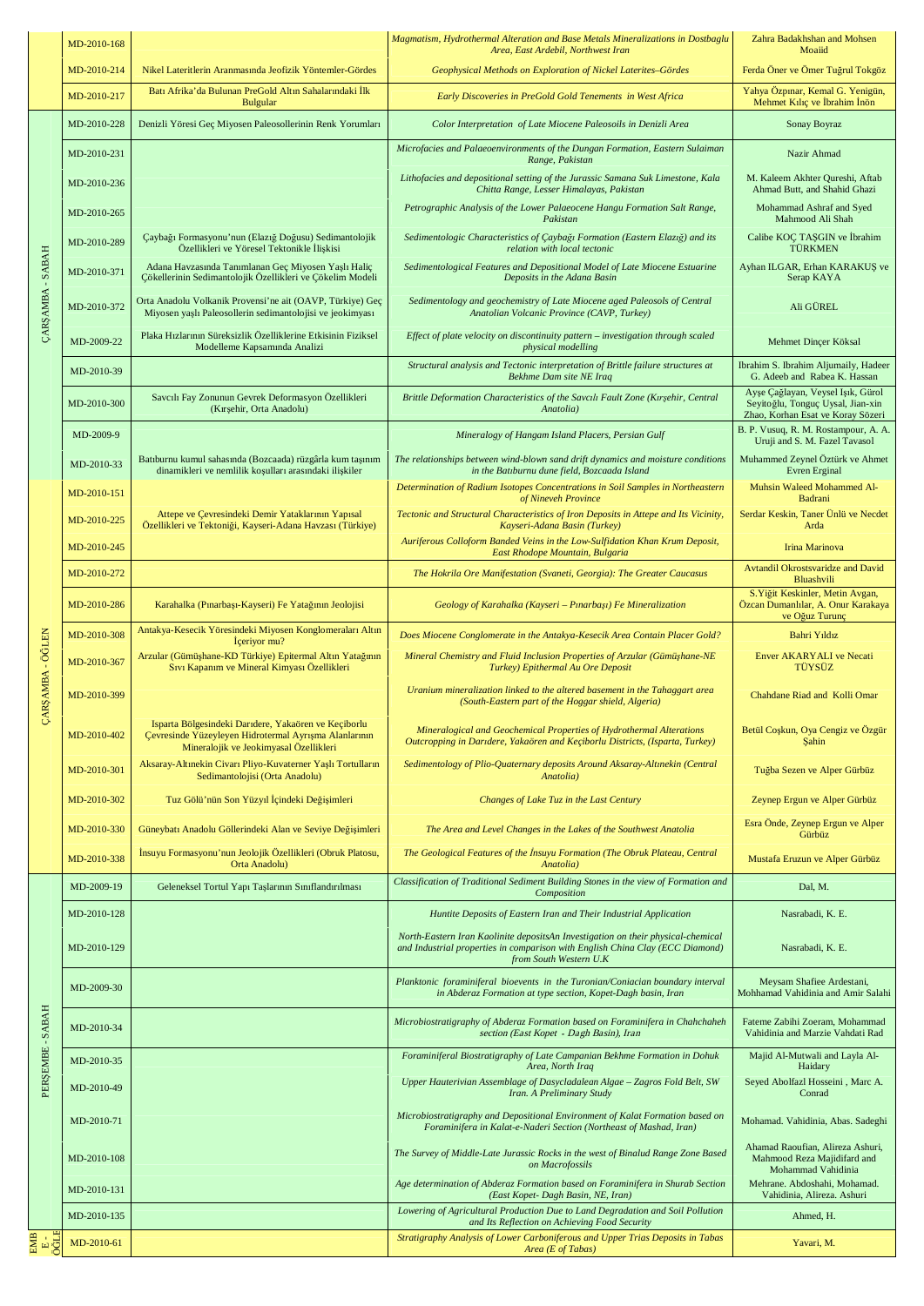|  | MD-2010-168 |  | *Magmatism, Hydrothermal Alteration and Base Metals Mineralizations in Dostbaglu Area, East Ardebil, Northwest Iran* | Zahra Badakhshan and Mohsen Moaiid |
|---|---|---|---|---|
|  | MD-2010-214 | Nikel Lateritlerin Aranmasında Jeofizik Yöntemler-Gördes | *Geophysical Methods on Exploration of Nickel Laterites–Gördes* | Ferda Öner ve Ömer Tuğrul Tokgöz |
|  | MD-2010-217 | Batı Afrika'da Bulunan PreGold Altın Sahalarındaki İlk Bulgular | *Early Discoveries in PreGold Gold Tenements in West Africa* | Yahya Özpınar, Kemal G. Yenigün, Mehmet Kılıç ve İbrahim İnön |
| ÇARŞAMBA - SABAH | MD-2010-228 | Denizli Yöresi Geç Miyosen Paleosollerinin Renk Yorumları | *Color Interpretation of Late Miocene Paleosoils in Denizli Area* | Sonay Boyraz |
|  | MD-2010-231 |  | *Microfacies and Palaeoenvironments of the Dungan Formation, Eastern Sulaiman Range, Pakistan* | Nazir Ahmad |
|  | MD-2010-236 |  | *Lithofacies and depositional setting of the Jurassic Samana Suk Limestone, Kala Chitta Range, Lesser Himalayas, Pakistan* | M. Kaleem Akhter Qureshi, Aftab Ahmad Butt, and Shahid Ghazi |
|  | MD-2010-265 |  | *Petrographic Analysis of the Lower Palaeocene Hangu Formation Salt Range, Pakistan* | Mohammad Ashraf and Syed Mahmood Ali Shah |
|  | MD-2010-289 | Çaybağı Formasyonu'nun (Elazığ Doğusu) Sedimantolojik Özellikleri ve Yöresel Tektonikle İlişkisi | *Sedimentologic Characteristics of Çaybağı Formation (Eastern Elazığ) and its relation with local tectonic* | Calibe KOÇ TAŞGIN ve İbrahim TÜRKMEN |
|  | MD-2010-371 | Adana Havzasında Tanımlanan Geç Miyosen Yaşlı Haliç Çökellerinin Sedimantolojik Özellikleri ve Çökelim Modeli | *Sedimentological Features and Depositional Model of Late Miocene Estuarine Deposits in the Adana Basin* | Ayhan ILGAR, Erhan KARAKUŞ ve Serap KAYA |
|  | MD-2010-372 | Orta Anadolu Volkanik Provensi'ne ait (OAVP, Türkiye) Geç Miyosen yaşlı Paleosollerin sedimantolojisi ve jeokimyası | *Sedimentology and geochemistry of Late Miocene aged Paleosols of Central Anatolian Volcanic Province (CAVP, Turkey)* | Ali GÜREL |
|  | MD-2009-22 | Plaka Hızlarının Süreksizlik Özelliklerine Etkisinin Fiziksel Modelleme Kapsamında Analizi | *Effect of plate velocity on discontinuity pattern – investigation through scaled physical modelling* | Mehmet Dinçer Köksal |
|  | MD-2010-39 |  | *Structural analysis and Tectonic interpretation of Brittle failure structures at Bekhme Dam site NE Iraq* | Ibrahim S. Ibrahim Aljumaily, Hadeer G. Adeeb and Rabea K. Hassan |
|  | MD-2010-300 | Savcılı Fay Zonunun Gevrek Deformasyon Özellikleri (Kırşehir, Orta Anadolu) | *Brittle Deformation Characteristics of the Savcılı Fault Zone (Kırşehir, Central Anatolia)* | Ayşe Çağlayan, Veysel Işık, Gürol Seyitoğlu, Tonguç Uysal, Jian-xin Zhao, Korhan Esat ve Koray Sözeri |
|  | MD-2009-9 |  | *Mineralogy of Hangam Island Placers, Persian Gulf* | B. P. Vusuq, R. M. Rostampour, A. A. Uruji and S. M. Fazel Tavasol |
|  | MD-2010-33 | Batıburnu kumul sahasında (Bozcaada) rüzgârla kum taşınım dinamikleri ve nemlilik koşulları arasındaki ilişkiler | *The relationships between wind-blown sand drift dynamics and moisture conditions in the Batıburnu dune field, Bozcaada Island* | Muhammed Zeynel Öztürk ve Ahmet Evren Erginal |
| ÇARŞAMBA - ÖĞLEN | MD-2010-151 |  | *Determination of Radium Isotopes Concentrations in Soil Samples in Northeastern of Nineveh Province* | Muhsin Waleed Mohammed Al-Badrani |
|  | MD-2010-225 | Attepe ve Çevresindeki Demir Yataklarının Yapısal Özellikleri ve Tektoniği, Kayseri-Adana Havzası (Türkiye) | *Tectonic and Structural Characteristics of Iron Deposits in Attepe and Its Vicinity, Kayseri-Adana Basin (Turkey)* | Serdar Keskin, Taner Ünlü ve Necdet Arda |
|  | MD-2010-245 |  | *Auriferous Colloform Banded Veins in the Low-Sulfidation Khan Krum Deposit, East Rhodope Mountain, Bulgaria* | Irina Marinova |
|  | MD-2010-272 |  | *The Hokrila Ore Manifestation (Svaneti, Georgia): The Greater Caucasus* | Avtandil Okrostsvaridze and David Bluashvili |
|  | MD-2010-286 | Karahalka (Pınarbaşı-Kayseri) Fe Yatağının Jeolojisi | *Geology of Karahalka (Kayseri – Pınarbaşı) Fe Mineralization* | S.Yiğit Keskinler, Metin Avgan, Özcan Dumanlılar, A. Onur Karakaya ve Oğuz Turunç |
|  | MD-2010-308 | Antakya-Kesecik Yöresindeki Miyosen Konglomeraları Altın İçeriyor mu? | *Does Miocene Conglomerate in the Antakya-Kesecik Area Contain Placer Gold?* | Bahri Yıldız |
|  | MD-2010-367 | Arzular (Gümüşhane-KD Türkiye) Epitermal Altın Yatağının Sıvı Kapanım ve Mineral Kimyası Özellikleri | *Mineral Chemistry and Fluid Inclusion Properties of Arzular (Gümüşhane-NE Turkey) Epithermal Au Ore Deposit* | Enver AKARYALI ve Necati TÜYSÜZ |
|  | MD-2010-399 |  | *Uranium mineralization linked to the altered basement in the Tahaggart area (South-Eastern part of the Hoggar shield, Algeria)* | Chahdane Riad and Kolli Omar |
|  | MD-2010-402 | Isparta Bölgesindeki Darıdere, Yakaören ve Keçiborlu Çevresinde Yüzeyleyen Hidrotermal Ayrışma Alanlarının Mineralojik ve Jeokimyasal Özellikleri | *Mineralogical and Geochemical Properties of Hydrothermal Alterations Outcropping in Darıdere, Yakaören and Keçiborlu Districts, (Isparta, Turkey)* | Betül Coşkun, Oya Cengiz ve Özgür Şahin |
|  | MD-2010-301 | Aksaray-Altınekin Civarı Pliyo-Kuvaterner Yaşlı Tortulların Sedimantolojisi (Orta Anadolu) | *Sedimentology of Plio-Quaternary deposits Around Aksaray-Altınekin (Central Anatolia)* | Tuğba Sezen ve Alper Gürbüz |
|  | MD-2010-302 | Tuz Gölü'nün Son Yüzyıl İçindeki Değişimleri | *Changes of Lake Tuz in the Last Century* | Zeynep Ergun ve Alper Gürbüz |
|  | MD-2010-330 | Güneybatı Anadolu Göllerindeki Alan ve Seviye Değişimleri | *The Area and Level Changes in the Lakes of the Southwest Anatolia* | Esra Önde, Zeynep Ergun ve Alper Gürbüz |
|  | MD-2010-338 | İnsuyu Formasyonu'nun Jeolojik Özellikleri (Obruk Platosu, Orta Anadolu) | *The Geological Features of the İnsuyu Formation (The Obruk Plateau, Central Anatolia)* | Mustafa Eruzun ve Alper Gürbüz |
| PERŞEMBE - SABAH | MD-2009-19 | Geleneksel Tortul Yapı Taşlarının Sınıflandırılması | *Classification of Traditional Sediment Building Stones in the view of Formation and Composition* | Dal, M. |
|  | MD-2010-128 |  | *Huntite Deposits of Eastern Iran and Their Industrial Application* | Nasrabadi, K. E. |
|  | MD-2010-129 |  | *North-Eastern Iran Kaolinite depositsAn Investigation on their physical-chemical and Industrial properties in comparison with English China Clay (ECC Diamond) from South Western U.K* | Nasrabadi, K. E. |
|  | MD-2009-30 |  | *Planktonic foraminiferal bioevents in the Turonian/Coniacian boundary interval in Abderaz Formation at type section, Kopet-Dagh basin, Iran* | Meysam Shafiee Ardestani, Mohhamad Vahidinia and Amir Salahi |
|  | MD-2010-34 |  | *Microbiostratigraphy of Abderaz Formation based on Foraminifera in Chahchaheh section (East Kopet - Dagh Basin), Iran* | Fateme Zabihi Zoeram, Mohammad Vahidinia and Marzie Vahdati Rad |
|  | MD-2010-35 |  | *Foraminiferal Biostratigraphy of Late Campanian Bekhme Formation in Dohuk Area, North Iraq* | Majid Al-Mutwali and Layla Al-Haidary |
|  | MD-2010-49 |  | *Upper Hauterivian Assemblage of Dasycladalean Algae – Zagros Fold Belt, SW Iran. A Preliminary Study* | Seyed Abolfazl Hosseini , Marc A. Conrad |
|  | MD-2010-71 |  | *Microbiostratigraphy and Depositional Environment of Kalat Formation based on Foraminifera in Kalat-e-Naderi Section (Northeast of Mashad, Iran)* | Mohamad. Vahidinia, Abas. Sadeghi |
|  | MD-2010-108 |  | *The Survey of Middle-Late Jurassic Rocks in the west of Binalud Range Zone Based on Macrofossils* | Ahamad Raoufian, Alireza Ashuri, Mahmood Reza Majidifard and Mohammad Vahidinia |
|  | MD-2010-131 |  | *Age determination of Abderaz Formation based on Foraminifera in Shurab Section (East Kopet- Dagh Basin, NE, Iran)* | Mehrane. Abdoshahi, Mohamad. Vahidinia, Alireza. Ashuri |
|  | MD-2010-135 |  | *Lowering of Agricultural Production Due to Land Degradation and Soil Pollution and Its Reflection on Achieving Food Security* | Ahmed, H. |
| EMBE - ÖĞLE | MD-2010-61 |  | *Stratigraphy Analysis of Lower Carboniferous and Upper Trias Deposits in Tabas Area (E of Tabas)* | Yavari, M. |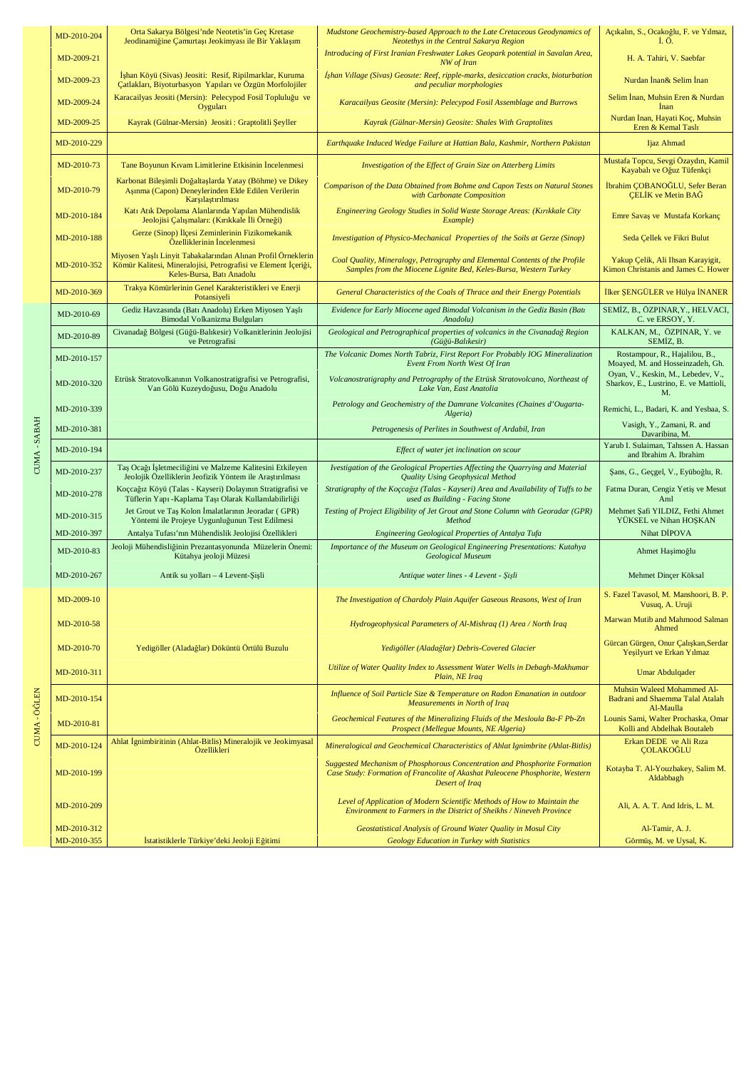| | | | | |
|---|---|---|---|---|
| | MD-2010-204 | Orta Sakarya Bölgesi'nde Neotetis'in Geç Kretase Jeodinamiğine Çamurtaşı Jeokimyası ile Bir Yaklaşım | *Mudstone Geochemistry-based Approach to the Late Cretaceous Geodynamics of Neotethys in the Central Sakarya Region* | Açıkalın, S., Ocakoğlu, F. ve Yılmaz, İ. Ö. |
| | MD-2009-21 | | *Introducing of First Iranian Freshwater Lakes Geopark potential in Savalan Area, NW of Iran* | H. A. Tahiri, V. Saebfar |
| | MD-2009-23 | İşhan Köyü (Sivas) Jeositi: Resif, Ripilmarklar, Kuruma Çatlakları, Biyoturbasyon Yapıları ve Özgün Morfolojiler | *İşhan Village (Sivas) Geosıte: Reef, ripple-marks, desiccation cracks, bioturbation and peculiar morphologies* | Nurdan İnan& Selim İnan |
| | MD-2009-24 | Karacailyas Jeositi (Mersin): Pelecypod Fosil Topluluğu ve Oyguları | *Karacailyas Geosite (Mersin): Pelecypod Fosil Assemblage and Burrows* | Selim İnan, Muhsin Eren & Nurdan İnan |
| | MD-2009-25 | Kayrak (Gülnar-Mersin) Jeositi : Graptolitli Şeyller | *Kayrak (Gülnar-Mersin) Geosite: Shales With Graptolites* | Nurdan İnan, Hayati Koç, Muhsin Eren & Kemal Taslı |
| | MD-2010-229 | | *Earthquake Induced Wedge Failure at Hattian Bala, Kashmir, Northern Pakistan* | Ijaz Ahmad |
| | MD-2010-73 | Tane Boyunun Kıvam Limitlerine Etkisinin İncelenmesi | *Investigation of the Effect of Grain Size on Atterberg Limits* | Mustafa Topcu, Sevgi Özaydın, Kamil Kayabalı ve Oğuz Tüfenkçi |
| | MD-2010-79 | Karbonat Bileşimli Doğaltaşlarda Yatay (Böhme) ve Dikey Aşınma (Capon) Deneylerinden Elde Edilen Verilerin Karşılaştırılması | *Comparison of the Data Obtained from Bohme and Capon Tests on Natural Stones with Carbonate Composition* | İbrahim ÇOBANOĞLU, Sefer Beran ÇELİK ve Metin BAĞ |
| | MD-2010-184 | Katı Atık Depolama Alanlarında Yapılan Mühendislik Jeolojisi Çalışmaları: (Kırıkkale İli Örneği) | *Engineering Geology Studies in Solid Waste Storage Areas: (Kırıkkale City Example)* | Emre Savaş ve Mustafa Korkanç |
| | MD-2010-188 | Gerze (Sinop) İlçesi Zeminlerinin Fizikomekanik Özelliklerinin İncelenmesi | *Investigation of Physico-Mechanical Properties of the Soils at Gerze (Sinop)* | Seda Çellek ve Fikri Bulut |
| | MD-2010-352 | Miyosen Yaşlı Linyit Tabakalarından Alınan Profil Örneklerin Kömür Kalitesi, Mineralojisi, Petrografisi ve Element İçeriği, Keles-Bursa, Batı Anadolu | *Coal Quality, Mineralogy, Petrography and Elemental Contents of the Profile Samples from the Miocene Lignite Bed, Keles-Bursa, Western Turkey* | Yakup Çelik, Ali Ihsan Karayigit, Kimon Christanis and James C. Hower |
| | MD-2010-369 | Trakya Kömürlerinin Genel Karakteristikleri ve Enerji Potansiyeli | *General Characteristics of the Coals of Thrace and their Energy Potentials* | İlker ŞENGÜLER ve Hülya İNANER |
| CUMA - SABAH | MD-2010-69 | Gediz Havzasında (Batı Anadolu) Erken Miyosen Yaşlı Bimodal Volkanizma Bulguları | *Evidence for Early Miocene aged Bimodal Volcanism in the Gediz Basin (Batı Anadolu)* | SEMİZ, B., ÖZPINAR,Y., HELVACI, C. ve ERSOY, Y. |
| | MD-2010-89 | Civanadağ Bölgesi (Güğü-Balıkesir) Volkanitlerinin Jeolojisi ve Petrografisi | *Geological and Petrographical properties of volcanics in the Civanadağ Region (Güğü-Balıkesir)* | KALKAN, M., ÖZPINAR, Y. ve SEMİZ, B. |
| | MD-2010-157 | | *The Volcanic Domes North Tabriz, First Report For Probably IOG Mineralization Event From North West Of Iran* | Rostampour, R., Hajalilou, B., Moayed, M. and Hosseinzadeh, Gh. |
| | MD-2010-320 | Etrüsk Stratovolkanının Volkanostratigrafisi ve Petrografisi, Van Gölü Kuzeydoğusu, Doğu Anadolu | *Volcanostratigraphy and Petrography of the Etrüsk Stratovolcano, Northeast of Lake Van, East Anatolia* | Oyan, V., Keskin, M., Lebedev, V., Sharkov, E., Lustrino, E. ve Mattioli, M. |
| | MD-2010-339 | | *Petrology and Geochemistry of the Damrane Volcanites (Chaines d'Ougarta-Algeria)* | Remichi, L., Badari, K. and Yesbaa, S. |
| | MD-2010-381 | | *Petrogenesis of Perlites in Southwest of Ardabil, Iran* | Vasigh, Y., Zamani, R. and Davaribina, M. |
| | MD-2010-194 | | *Effect of water jet inclination on scour* | Yarub I. Sulaiman, Tahssen A. Hassan and Ibrahim A. Ibrahim |
| | MD-2010-237 | Taş Ocağı İşletmeciliğini ve Malzeme Kalitesini Etkileyen Jeolojik Özelliklerin Jeofizik Yöntem ile Araştırılması | *Ivestigation of the Geological Properties Affecting the Quarrying and Material Quality Using Geophysical Method* | Şans, G., Geçgel, V., Eyüboğlu, R. |
| | MD-2010-278 | Koçcağız Köyü (Talas - Kayseri) Dolayının Stratigrafisi ve Tüflerin Yapı -Kaplama Taşı Olarak Kullanılabilirliği | *Stratigraphy of the Koçcağız (Talas - Kayseri) Area and Availability of Tuffs to be used as Building - Facing Stone* | Fatma Duran, Cengiz Yetiş ve Mesut Anıl |
| | MD-2010-315 | Jet Grout ve Taş Kolon İmalatlarının Jeoradar ( GPR) Yöntemi ile Projeye Uygunluğunun Test Edilmesi | *Testing of Project Eligibility of Jet Grout and Stone Column with Georadar (GPR) Method* | Mehmet Şafi YILDIZ, Fethi Ahmet YÜKSEL ve Nihan HOŞKAN |
| | MD-2010-397 | Antalya Tufası'nın Mühendislik Jeolojisi Özellikleri | *Engineering Geological Properties of Antalya Tufa* | Nihat DİPOVA |
| | MD-2010-83 | Jeoloji Mühendisliğinin Prezantasyonunda Müzelerin Önemi: Kütahya jeoloji Müzesi | *Importance of the Museum on Geological Engineering Presentations: Kutahya Geological Museum* | Ahmet Haşimoğlu |
| | MD-2010-267 | Antik su yolları – 4 Levent-Şişli | *Antique water lines - 4 Levent - Şişli* | Mehmet Dinçer Köksal |
| CUMA - ÖĞLEN | MD-2009-10 | | *The Investigation of Chardoly Plain Aquifer Gaseous Reasons, West of Iran* | S. Fazel Tavasol, M. Manshoori, B. P. Vusuq, A. Uruji |
| | MD-2010-58 | | *Hydrogeophysical Parameters of Al-Mishraq (1) Area / North Iraq* | Marwan Mutib and Mahmood Salman Ahmed |
| | MD-2010-70 | Yedigöller (Aladağlar) Döküntü Örtülü Buzulu | *Yedigöller (Aladağlar) Debris-Covered Glacier* | Gürcan Gürgen, Onur Çalışkan,Serdar Yeşilyurt ve Erkan Yılmaz |
| | MD-2010-311 | | *Utilize of Water Quality Index to Assessment Water Wells in Debagh-Makhumar Plain, NE Iraq* | Umar Abdulqader |
| | MD-2010-154 | | *Influence of Soil Particle Size & Temperature on Radon Emanation in outdoor Measurements in North of Iraq* | Muhsin Waleed Mohammed Al-Badrani and Shaemma Talal Atalah Al-Maulla |
| | MD-2010-81 | | *Geochemical Features of the Mineralizing Fluids of the Mesloula Ba-F Pb-Zn Prospect (Mellegue Mounts, NE Algeria)* | Lounis Sami, Walter Prochaska, Omar Kolli and Abdelhak Boutaleb |
| | MD-2010-124 | Ahlat İgnimbiritinin (Ahlat-Bitlis) Mineralojik ve Jeokimyasal Özellikleri | *Mineralogical and Geochemical Characteristics of Ahlat Ignimbrite (Ahlat-Bitlis)* | Erkan DEDE ve Ali Rıza ÇOLAKOĞLU |
| | MD-2010-199 | | *Suggested Mechanism of Phosphorous Concentration and Phosphorite Formation Case Study: Formation of Francolite of Akashat Paleocene Phosphorite, Western Desert of Iraq* | Kotayba T. Al-Youzbakey, Salim M. Aldabbagh |
| | MD-2010-209 | | *Level of Application of Modern Scientific Methods of How to Maintain the Environment to Farmers in the District of Sheikhs / Nineveh Province* | Ali, A. A. T. And Idris, L. M. |
| | MD-2010-312 | | *Geostatistical Analysis of Ground Water Quality in Mosul City* | Al-Tamir, A. J. |
| | MD-2010-355 | İstatistiklerle Türkiye'deki Jeoloji Eğitimi | *Geology Education in Turkey with Statistics* | Görmüş, M. ve Uysal, K. |